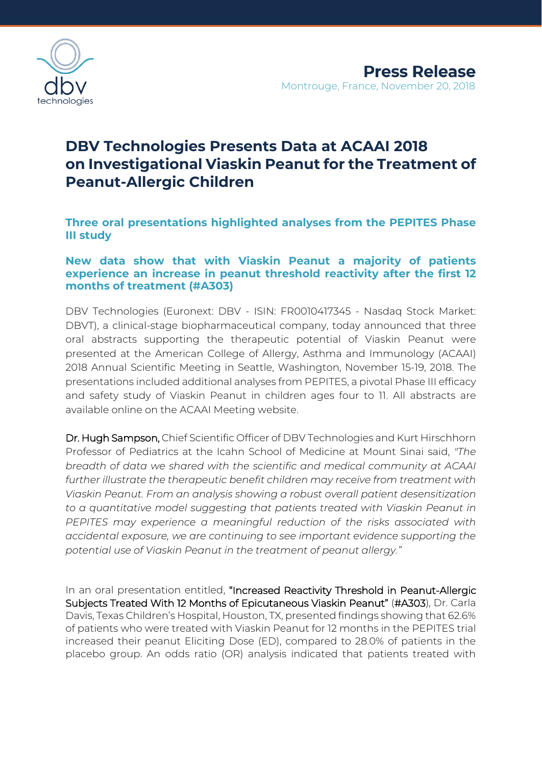Press Release

Montrouge, France, November 20, 2018

# DBV Technologies Presents Data at ACAAI 2018 on Investigational Viaskin Peanut for the Treatment of Peanut-Allergic Children

### Three oral presentations highlighted analyses from the PEPITES Phase III study

### New data show that with Viaskin Peanut a majority of patients experience an increase in peanut threshold reactivity after the first 12 months of treatment (#A303)

DBV Technologies (Euronext: DBV - ISIN: FR0010417345 - Nasdaq Stock Market: DBVT), a clinical-stage biopharmaceutical company, today announced that three oral abstracts supporting the therapeutic potential of Viaskin Peanut were presented at the American College of Allergy, Asthma and Immunology (ACAAI) 2018 Annual Scientific Meeting in Seattle, Washington, November 15-19, 2018. The presentations included additional analyses from PEPITES, a pivotal Phase III efficacy and safety study of Viaskin Peanut in children ages four to 11. All abstracts are available online on the ACAAI Meeting website.

Dr. Hugh Sampson, Chief Scientific Officer of DBV Technologies and Kurt Hirschhorn Professor of Pediatrics at the Icahn School of Medicine at Mount Sinai said, *"The breadth of data we shared with the scientific and medical community at ACAAI further illustrate the therapeutic benefit children may receive from treatment with Viaskin Peanut. From an analysis showing a robust overall patient desensitization to a quantitative model suggesting that patients treated with Viaskin Peanut in PEPITES may experience a meaningful reduction of the risks associated with accidental exposure, we are continuing to see important evidence supporting the potential use of Viaskin Peanut in the treatment of peanut allergy."*

In an oral presentation entitled, "Increased Reactivity Threshold in Peanut-Allergic Subjects Treated With 12 Months of Epicutaneous Viaskin Peanut" (#A303), Dr. Carla Davis, Texas Children's Hospital, Houston, TX, presented findings showing that 62.6% of patients who were treated with Viaskin Peanut for 12 months in the PEPITES trial increased their peanut Eliciting Dose (ED), compared to 28.0% of patients in the placebo group. An odds ratio (OR) analysis indicated that patients treated with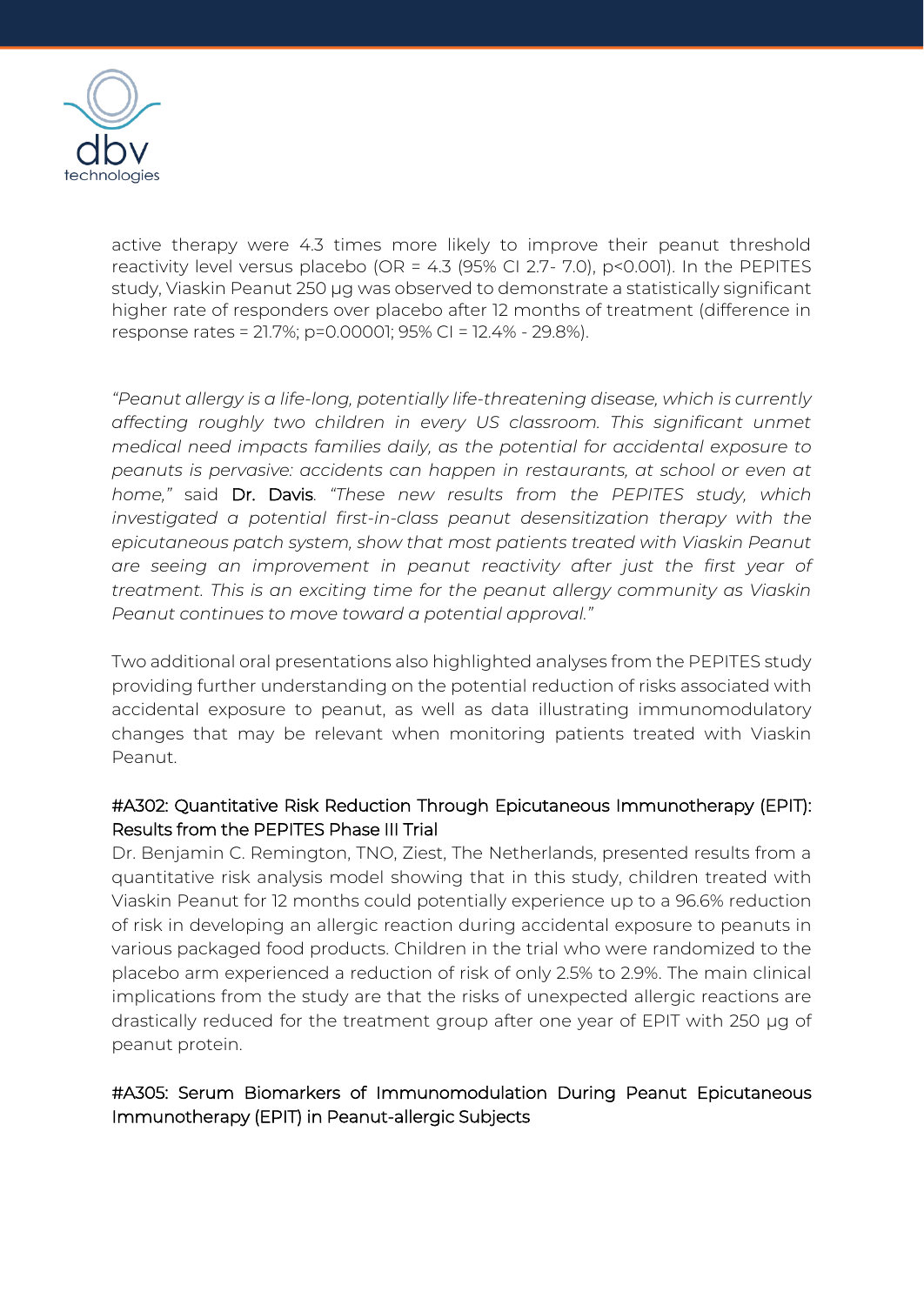active therapy were 4.3 times more likely to improve their peanut threshold reactivity level versus placebo (OR = 4.3 (95% CI 2.7- 7.0), p<0.001). In the PEPITES study, Viaskin Peanut 250 µg was observed to demonstrate a statistically significant higher rate of responders over placebo after 12 months of treatment (difference in response rates = 21.7%; p=0.00001; 95% CI = 12.4% - 29.8%).

*"Peanut allergy is a life-long, potentially life-threatening disease, which is currently affecting roughly two children in every US classroom. This significant unmet medical need impacts families daily, as the potential for accidental exposure to peanuts is pervasive: accidents can happen in restaurants, at school or even at home,"* said Dr. Davis. *"These new results from the PEPITES study, which investigated a potential first-in-class peanut desensitization therapy with the epicutaneous patch system, show that most patients treated with Viaskin Peanut are seeing an improvement in peanut reactivity after just the first year of treatment. This is an exciting time for the peanut allergy community as Viaskin Peanut continues to move toward a potential approval."*

Two additional oral presentations also highlighted analyses from the PEPITES study providing further understanding on the potential reduction of risks associated with accidental exposure to peanut, as well as data illustrating immunomodulatory changes that may be relevant when monitoring patients treated with Viaskin Peanut.

#A302: Quantitative Risk Reduction Through Epicutaneous Immunotherapy (EPIT): Results from the PEPITES Phase III Trial

Dr. Benjamin C. Remington, TNO, Ziest, The Netherlands, presented results from a quantitative risk analysis model showing that in this study, children treated with Viaskin Peanut for 12 months could potentially experience up to a 96.6% reduction of risk in developing an allergic reaction during accidental exposure to peanuts in various packaged food products. Children in the trial who were randomized to the placebo arm experienced a reduction of risk of only 2.5% to 2.9%. The main clinical implications from the study are that the risks of unexpected allergic reactions are drastically reduced for the treatment group after one year of EPIT with 250 µg of peanut protein.

#A305: Serum Biomarkers of Immunomodulation During Peanut Epicutaneous Immunotherapy (EPIT) in Peanut-allergic Subjects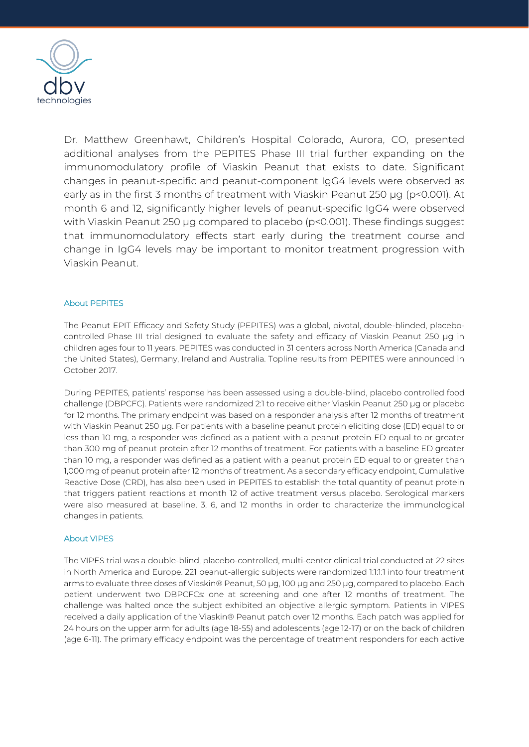Dr. Matthew Greenhawt, Children's Hospital Colorado, Aurora, CO, presented additional analyses from the PEPITES Phase III trial further expanding on the immunomodulatory profile of Viaskin Peanut that exists to date. Significant changes in peanut-specific and peanut-component IgG4 levels were observed as early as in the first 3 months of treatment with Viaskin Peanut 250 µg ($p<0.001$). At month 6 and 12, significantly higher levels of peanut-specific IgG4 were observed with Viaskin Peanut 250 µg compared to placebo ($p<0.001$). These findings suggest that immunomodulatory effects start early during the treatment course and change in IgG4 levels may be important to monitor treatment progression with Viaskin Peanut.

## About PEPITES

The Peanut EPIT Efficacy and Safety Study (PEPITES) was a global, pivotal, double-blinded, placebo-controlled Phase III trial designed to evaluate the safety and efficacy of Viaskin Peanut 250 µg in children ages four to 11 years. PEPITES was conducted in 31 centers across North America (Canada and the United States), Germany, Ireland and Australia. Topline results from PEPITES were announced in October 2017.

During PEPITES, patients' response has been assessed using a double-blind, placebo controlled food challenge (DBPCFC). Patients were randomized 2:1 to receive either Viaskin Peanut 250 µg or placebo for 12 months. The primary endpoint was based on a responder analysis after 12 months of treatment with Viaskin Peanut 250 µg. For patients with a baseline peanut protein eliciting dose (ED) equal to or less than 10 mg, a responder was defined as a patient with a peanut protein ED equal to or greater than 300 mg of peanut protein after 12 months of treatment. For patients with a baseline ED greater than 10 mg, a responder was defined as a patient with a peanut protein ED equal to or greater than 1,000 mg of peanut protein after 12 months of treatment. As a secondary efficacy endpoint, Cumulative Reactive Dose (CRD), has also been used in PEPITES to establish the total quantity of peanut protein that triggers patient reactions at month 12 of active treatment versus placebo. Serological markers were also measured at baseline, 3, 6, and 12 months in order to characterize the immunological changes in patients.

## About VIPES

The VIPES trial was a double-blind, placebo-controlled, multi-center clinical trial conducted at 22 sites in North America and Europe. 221 peanut-allergic subjects were randomized 1:1:1:1 into four treatment arms to evaluate three doses of Viaskin® Peanut, 50 µg, 100 µg and 250 µg, compared to placebo. Each patient underwent two DBPCFCs: one at screening and one after 12 months of treatment. The challenge was halted once the subject exhibited an objective allergic symptom. Patients in VIPES received a daily application of the Viaskin® Peanut patch over 12 months. Each patch was applied for 24 hours on the upper arm for adults (age 18-55) and adolescents (age 12-17) or on the back of children (age 6-11). The primary efficacy endpoint was the percentage of treatment responders for each active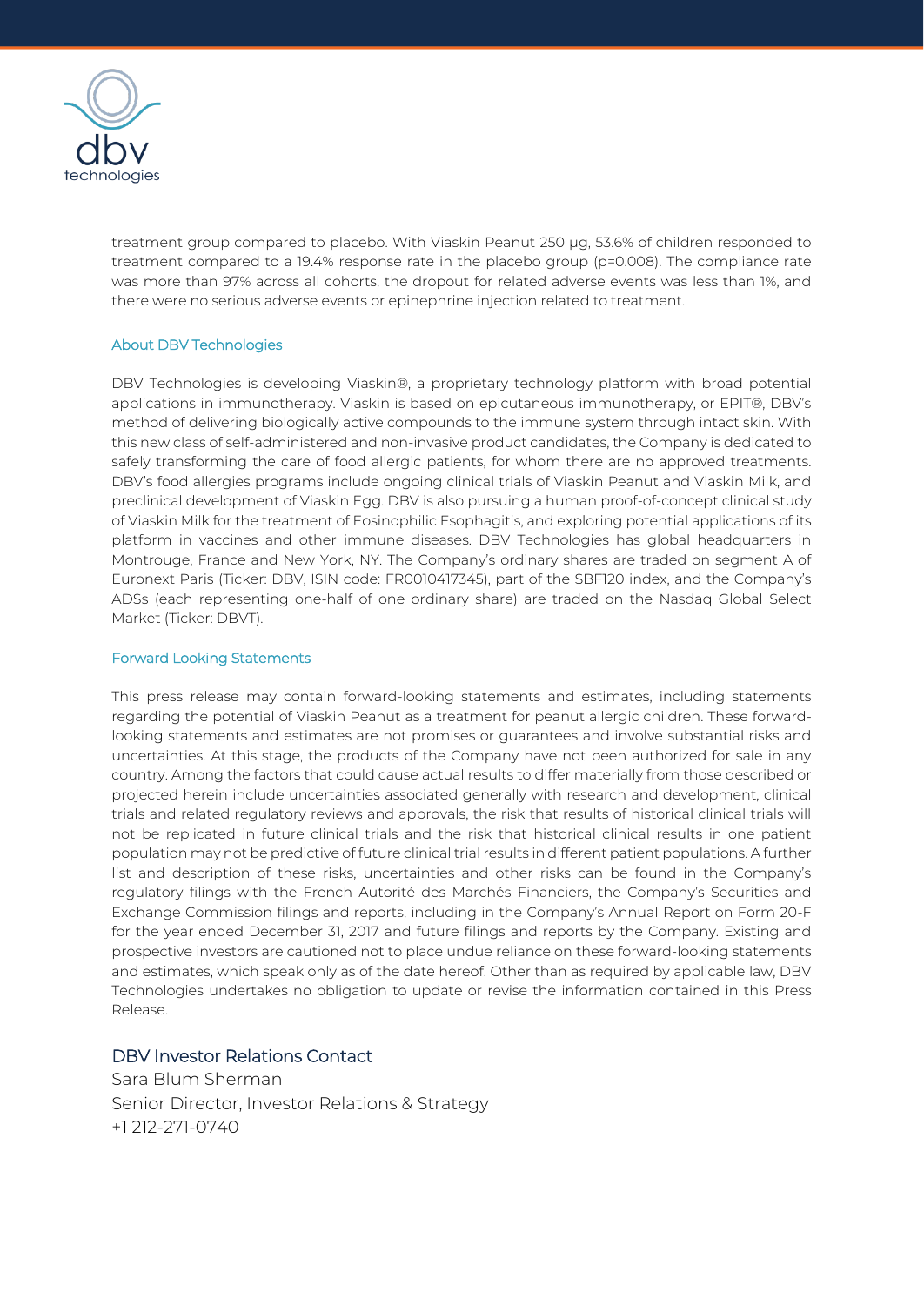treatment group compared to placebo. With Viaskin Peanut 250 µg, 53.6% of children responded to treatment compared to a 19.4% response rate in the placebo group (p=0.008). The compliance rate was more than 97% across all cohorts, the dropout for related adverse events was less than 1%, and there were no serious adverse events or epinephrine injection related to treatment.

### About DBV Technologies

DBV Technologies is developing Viaskin®, a proprietary technology platform with broad potential applications in immunotherapy. Viaskin is based on epicutaneous immunotherapy, or EPIT®, DBV's method of delivering biologically active compounds to the immune system through intact skin. With this new class of self-administered and non-invasive product candidates, the Company is dedicated to safely transforming the care of food allergic patients, for whom there are no approved treatments. DBV's food allergies programs include ongoing clinical trials of Viaskin Peanut and Viaskin Milk, and preclinical development of Viaskin Egg. DBV is also pursuing a human proof-of-concept clinical study of Viaskin Milk for the treatment of Eosinophilic Esophagitis, and exploring potential applications of its platform in vaccines and other immune diseases. DBV Technologies has global headquarters in Montrouge, France and New York, NY. The Company's ordinary shares are traded on segment A of Euronext Paris (Ticker: DBV, ISIN code: FR0010417345), part of the SBF120 index, and the Company's ADSs (each representing one-half of one ordinary share) are traded on the Nasdaq Global Select Market (Ticker: DBVT).

### Forward Looking Statements

This press release may contain forward-looking statements and estimates, including statements regarding the potential of Viaskin Peanut as a treatment for peanut allergic children. These forward-looking statements and estimates are not promises or guarantees and involve substantial risks and uncertainties. At this stage, the products of the Company have not been authorized for sale in any country. Among the factors that could cause actual results to differ materially from those described or projected herein include uncertainties associated generally with research and development, clinical trials and related regulatory reviews and approvals, the risk that results of historical clinical trials will not be replicated in future clinical trials and the risk that historical clinical results in one patient population may not be predictive of future clinical trial results in different patient populations. A further list and description of these risks, uncertainties and other risks can be found in the Company's regulatory filings with the French Autorité des Marchés Financiers, the Company's Securities and Exchange Commission filings and reports, including in the Company's Annual Report on Form 20-F for the year ended December 31, 2017 and future filings and reports by the Company. Existing and prospective investors are cautioned not to place undue reliance on these forward-looking statements and estimates, which speak only as of the date hereof. Other than as required by applicable law, DBV Technologies undertakes no obligation to update or revise the information contained in this Press Release.

## DBV Investor Relations Contact

Sara Blum Sherman
Senior Director, Investor Relations & Strategy
+1 212-271-0740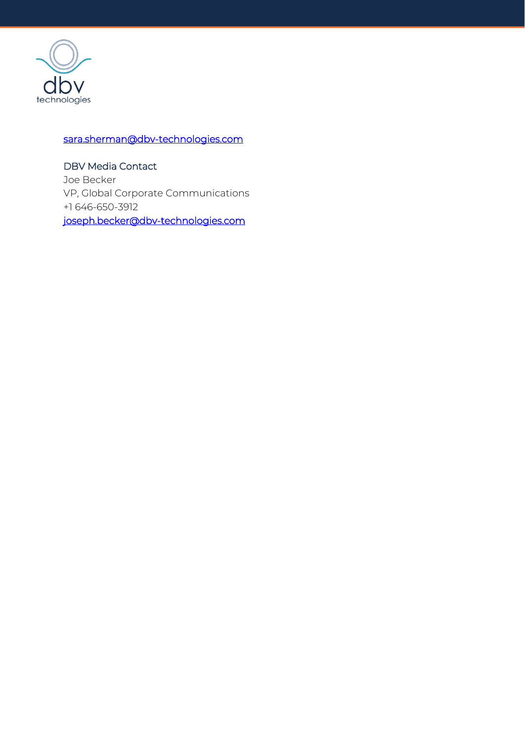sara.sherman@dbv-technologies.com

DBV Media Contact
Joe Becker
VP, Global Corporate Communications
+1 646-650-3912
joseph.becker@dbv-technologies.com